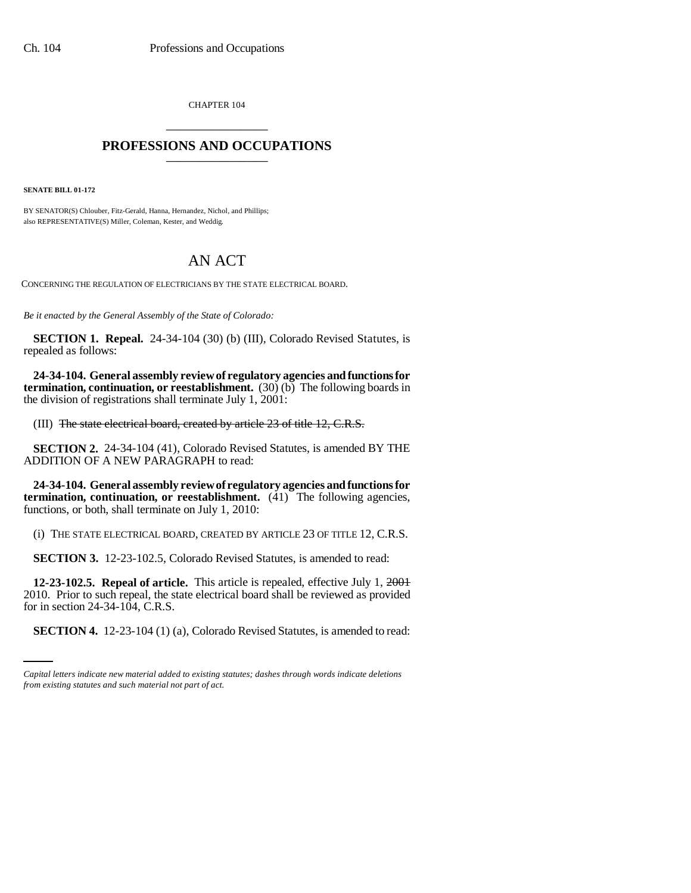CHAPTER 104

# PROFESSIONS AND OCCUPATIONS

**SENATE BILL 01-172**

BY SENATOR(S) Chlouber, Fitz-Gerald, Hanna, Hernandez, Nichol, and Phillips;
also REPRESENTATIVE(S) Miller, Coleman, Kester, and Weddig.

## AN ACT

CONCERNING THE REGULATION OF ELECTRICIANS BY THE STATE ELECTRICAL BOARD.

*Be it enacted by the General Assembly of the State of Colorado:*

**SECTION 1. Repeal.** 24-34-104 (30) (b) (III), Colorado Revised Statutes, is repealed as follows:

**24-34-104. General assembly review of regulatory agencies and functions for termination, continuation, or reestablishment.** (30) (b) The following boards in the division of registrations shall terminate July 1, 2001:

(III) ~~The state electrical board, created by article 23 of title 12, C.R.S.~~

**SECTION 2.** 24-34-104 (41), Colorado Revised Statutes, is amended BY THE ADDITION OF A NEW PARAGRAPH to read:

**24-34-104. General assembly review of regulatory agencies and functions for termination, continuation, or reestablishment.** (41) The following agencies, functions, or both, shall terminate on July 1, 2010:

(i) THE STATE ELECTRICAL BOARD, CREATED BY ARTICLE 23 OF TITLE 12, C.R.S.

**SECTION 3.** 12-23-102.5, Colorado Revised Statutes, is amended to read:

**12-23-102.5. Repeal of article.** This article is repealed, effective July 1, ~~2001~~ 2010. Prior to such repeal, the state electrical board shall be reviewed as provided for in section 24-34-104, C.R.S.

**SECTION 4.** 12-23-104 (1) (a), Colorado Revised Statutes, is amended to read:

*Capital letters indicate new material added to existing statutes; dashes through words indicate deletions from existing statutes and such material not part of act.*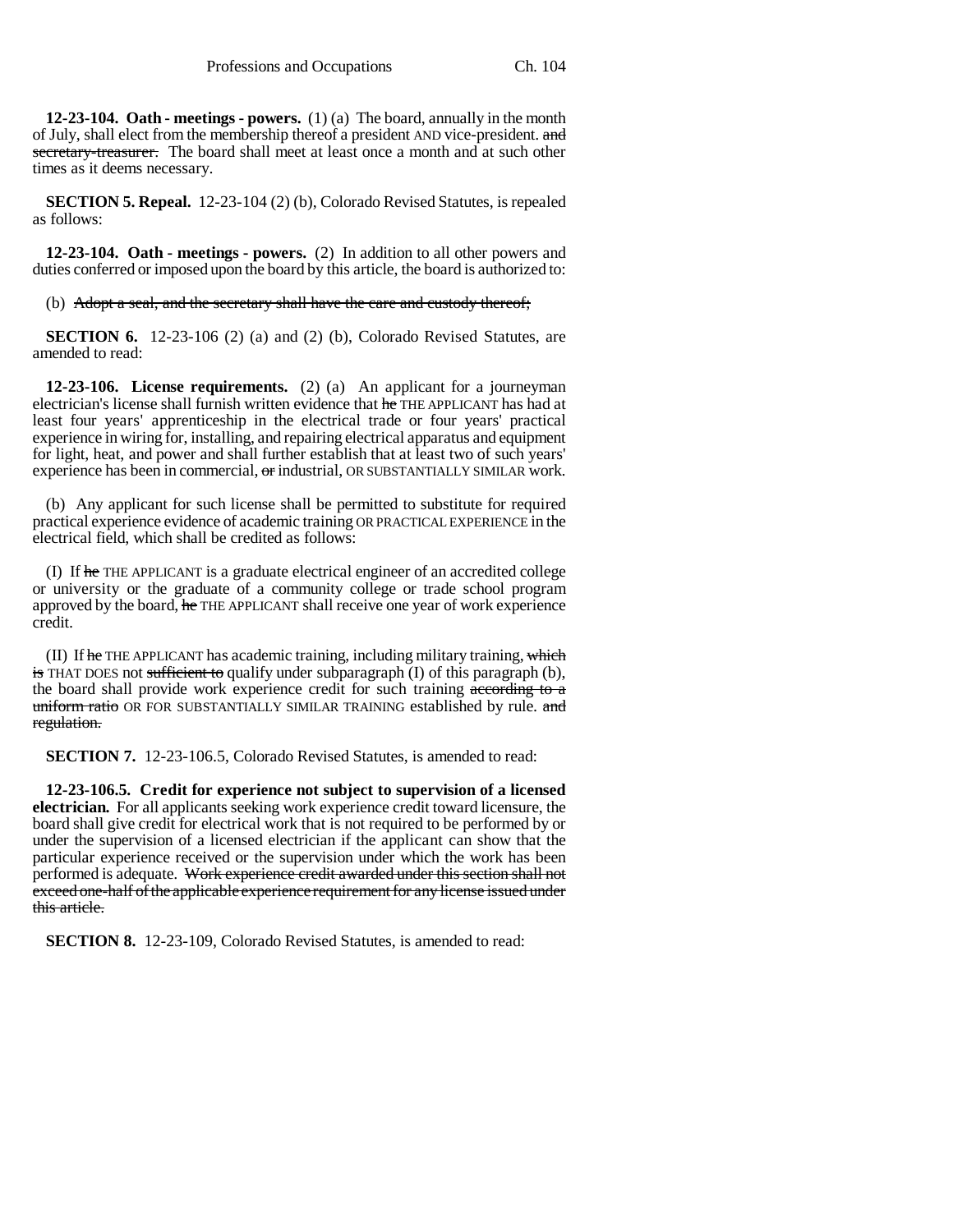**12-23-104. Oath - meetings - powers.** (1) (a) The board, annually in the month of July, shall elect from the membership thereof a president AND vice-president. ~~and secretary-treasurer.~~ The board shall meet at least once a month and at such other times as it deems necessary.

**SECTION 5. Repeal.** 12-23-104 (2) (b), Colorado Revised Statutes, is repealed as follows:

**12-23-104. Oath - meetings - powers.** (2) In addition to all other powers and duties conferred or imposed upon the board by this article, the board is authorized to:

(b) ~~Adopt a seal, and the secretary shall have the care and custody thereof;~~

**SECTION 6.** 12-23-106 (2) (a) and (2) (b), Colorado Revised Statutes, are amended to read:

**12-23-106. License requirements.** (2) (a) An applicant for a journeyman electrician's license shall furnish written evidence that ~~he~~ THE APPLICANT has had at least four years' apprenticeship in the electrical trade or four years' practical experience in wiring for, installing, and repairing electrical apparatus and equipment for light, heat, and power and shall further establish that at least two of such years' experience has been in commercial, ~~or~~ industrial, OR SUBSTANTIALLY SIMILAR work.

(b) Any applicant for such license shall be permitted to substitute for required practical experience evidence of academic training OR PRACTICAL EXPERIENCE in the electrical field, which shall be credited as follows:

(I) If ~~he~~ THE APPLICANT is a graduate electrical engineer of an accredited college or university or the graduate of a community college or trade school program approved by the board, ~~he~~ THE APPLICANT shall receive one year of work experience credit.

(II) If ~~he~~ THE APPLICANT has academic training, including military training, ~~which is~~ THAT DOES not ~~sufficient to~~ qualify under subparagraph (I) of this paragraph (b), the board shall provide work experience credit for such training ~~according to a uniform ratio~~ OR FOR SUBSTANTIALLY SIMILAR TRAINING established by rule. ~~and regulation.~~

**SECTION 7.** 12-23-106.5, Colorado Revised Statutes, is amended to read:

**12-23-106.5. Credit for experience not subject to supervision of a licensed electrician.** For all applicants seeking work experience credit toward licensure, the board shall give credit for electrical work that is not required to be performed by or under the supervision of a licensed electrician if the applicant can show that the particular experience received or the supervision under which the work has been performed is adequate. ~~Work experience credit awarded under this section shall not exceed one-half of the applicable experience requirement for any license issued under this article.~~

**SECTION 8.** 12-23-109, Colorado Revised Statutes, is amended to read: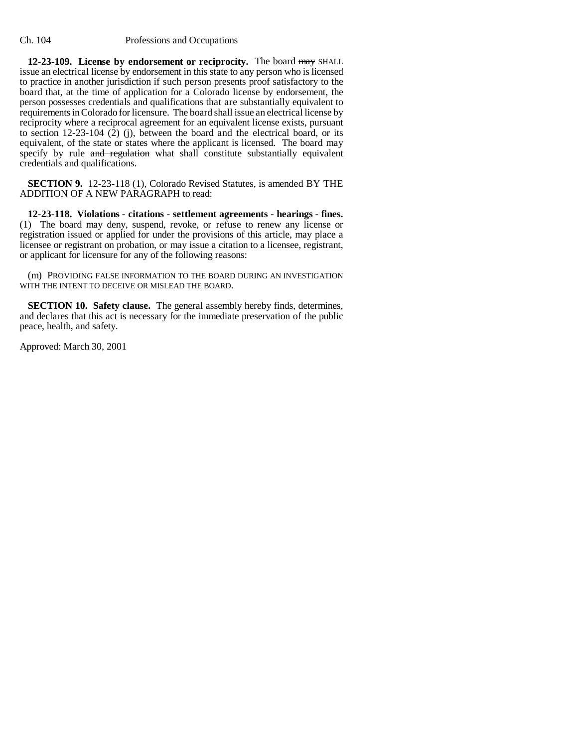**12-23-109. License by endorsement or reciprocity.** The board ~~may~~ SHALL issue an electrical license by endorsement in this state to any person who is licensed to practice in another jurisdiction if such person presents proof satisfactory to the board that, at the time of application for a Colorado license by endorsement, the person possesses credentials and qualifications that are substantially equivalent to requirements in Colorado for licensure. The board shall issue an electrical license by reciprocity where a reciprocal agreement for an equivalent license exists, pursuant to section 12-23-104 (2) (j), between the board and the electrical board, or its equivalent, of the state or states where the applicant is licensed. The board may specify by rule ~~and regulation~~ what shall constitute substantially equivalent credentials and qualifications.

**SECTION 9.** 12-23-118 (1), Colorado Revised Statutes, is amended BY THE ADDITION OF A NEW PARAGRAPH to read:

**12-23-118. Violations - citations - settlement agreements - hearings - fines.** (1) The board may deny, suspend, revoke, or refuse to renew any license or registration issued or applied for under the provisions of this article, may place a licensee or registrant on probation, or may issue a citation to a licensee, registrant, or applicant for licensure for any of the following reasons:

(m) PROVIDING FALSE INFORMATION TO THE BOARD DURING AN INVESTIGATION WITH THE INTENT TO DECEIVE OR MISLEAD THE BOARD.

**SECTION 10. Safety clause.** The general assembly hereby finds, determines, and declares that this act is necessary for the immediate preservation of the public peace, health, and safety.

Approved: March 30, 2001